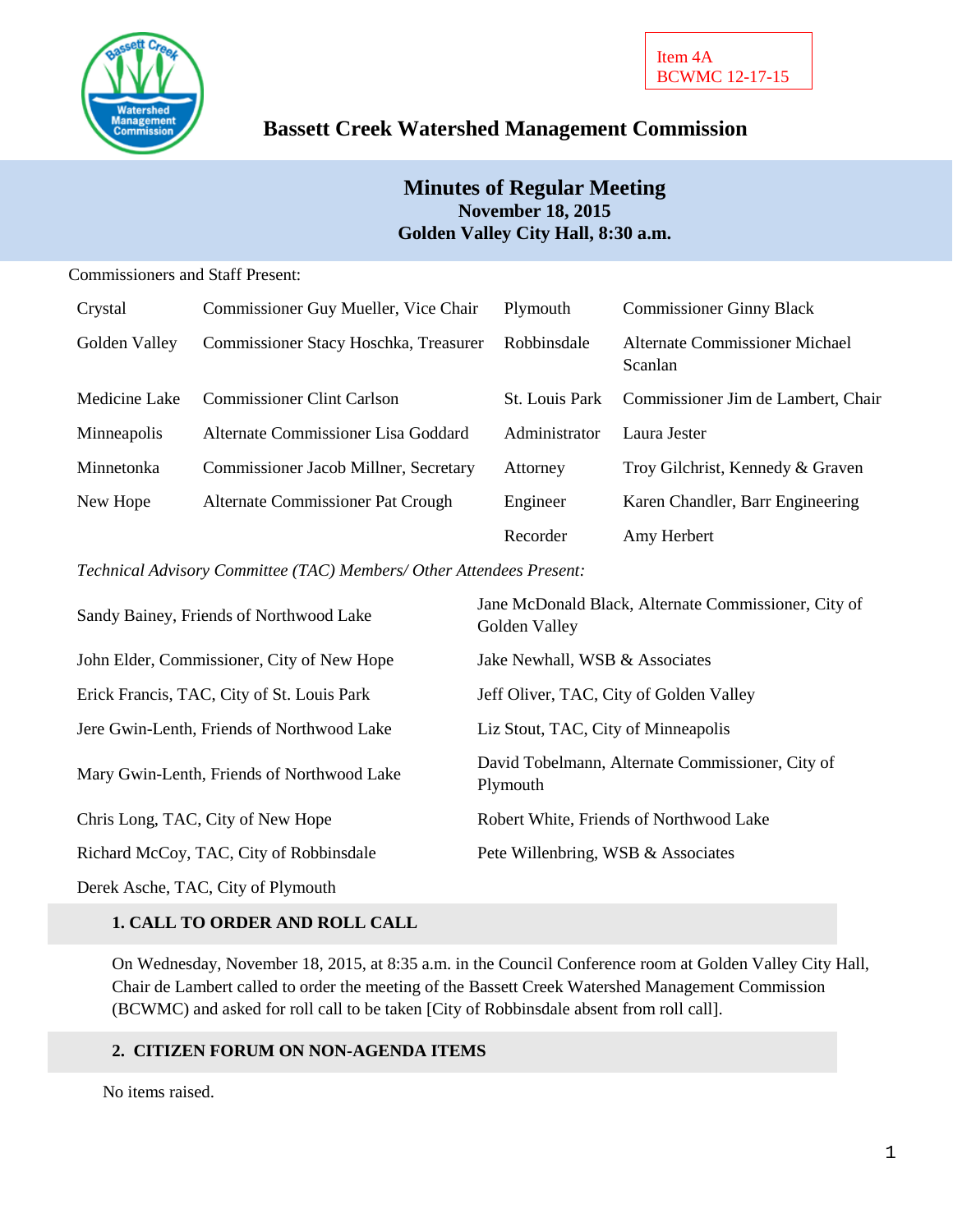Item 4A
BCWMC 12-17-15

# Bassett Creek Watershed Management Commission

## Minutes of Regular Meeting
**November 18, 2015**
**Golden Valley City Hall, 8:30 a.m.**

Commissioners and Staff Present:

| | | | |
|---|---|---|---|
| Crystal | Commissioner Guy Mueller, Vice Chair | Plymouth | Commissioner Ginny Black |
| Golden Valley | Commissioner Stacy Hoschka, Treasurer | Robbinsdale | Alternate Commissioner Michael Scanlan |
| Medicine Lake | Commissioner Clint Carlson | St. Louis Park | Commissioner Jim de Lambert, Chair |
| Minneapolis | Alternate Commissioner Lisa Goddard | Administrator | Laura Jester |
| Minnetonka | Commissioner Jacob Millner, Secretary | Attorney | Troy Gilchrist, Kennedy & Graven |
| New Hope | Alternate Commissioner Pat Crough | Engineer | Karen Chandler, Barr Engineering |
| | | Recorder | Amy Herbert |

*Technical Advisory Committee (TAC) Members/ Other Attendees Present:*

| | |
|---|---|
| Sandy Bainey, Friends of Northwood Lake | Jane McDonald Black, Alternate Commissioner, City of Golden Valley |
| John Elder, Commissioner, City of New Hope | Jake Newhall, WSB & Associates |
| Erick Francis, TAC, City of St. Louis Park | Jeff Oliver, TAC, City of Golden Valley |
| Jere Gwin-Lenth, Friends of Northwood Lake | Liz Stout, TAC, City of Minneapolis |
| Mary Gwin-Lenth, Friends of Northwood Lake | David Tobelmann, Alternate Commissioner, City of Plymouth |
| Chris Long, TAC, City of New Hope | Robert White, Friends of Northwood Lake |
| Richard McCoy, TAC, City of Robbinsdale | Pete Willenbring, WSB & Associates |
| Derek Asche, TAC, City of Plymouth | |

### 1. CALL TO ORDER AND ROLL CALL

On Wednesday, November 18, 2015, at 8:35 a.m. in the Council Conference room at Golden Valley City Hall, Chair de Lambert called to order the meeting of the Bassett Creek Watershed Management Commission (BCWMC) and asked for roll call to be taken [City of Robbinsdale absent from roll call].

### 2. CITIZEN FORUM ON NON-AGENDA ITEMS

No items raised.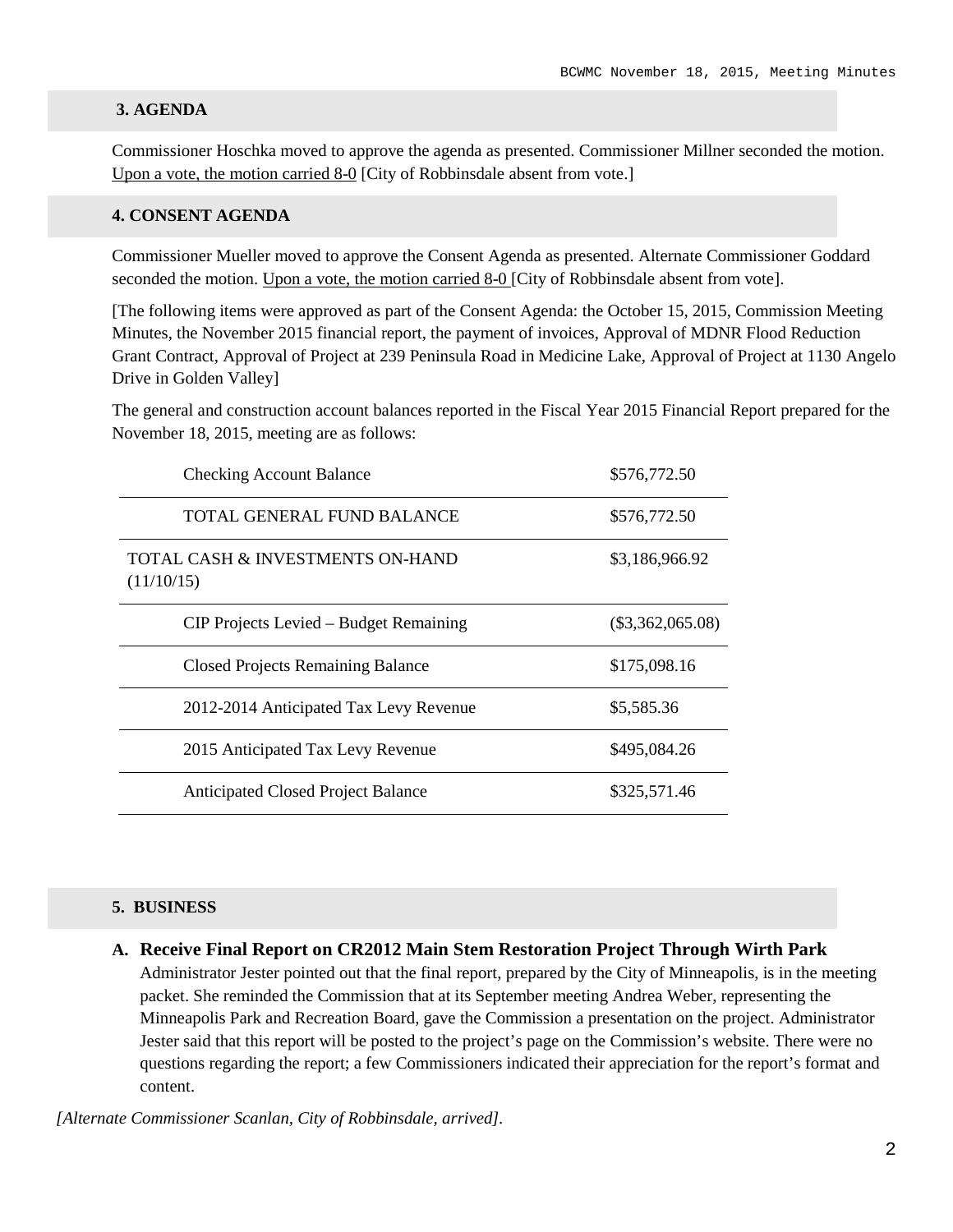## 3. AGENDA

Commissioner Hoschka moved to approve the agenda as presented. Commissioner Millner seconded the motion. Upon a vote, the motion carried 8-0 [City of Robbinsdale absent from vote.]

## 4. CONSENT AGENDA

Commissioner Mueller moved to approve the Consent Agenda as presented. Alternate Commissioner Goddard seconded the motion. Upon a vote, the motion carried 8-0 [City of Robbinsdale absent from vote].

[The following items were approved as part of the Consent Agenda: the October 15, 2015, Commission Meeting Minutes, the November 2015 financial report, the payment of invoices, Approval of MDNR Flood Reduction Grant Contract, Approval of Project at 239 Peninsula Road in Medicine Lake, Approval of Project at 1130 Angelo Drive in Golden Valley]

The general and construction account balances reported in the Fiscal Year 2015 Financial Report prepared for the November 18, 2015, meeting are as follows:

| | |
|---|---|
| Checking Account Balance | $576,772.50 |
| TOTAL GENERAL FUND BALANCE | $576,772.50 |
| TOTAL CASH & INVESTMENTS ON-HAND (11/10/15) | $3,186,966.92 |
| CIP Projects Levied – Budget Remaining | ($3,362,065.08) |
| Closed Projects Remaining Balance | $175,098.16 |
| 2012-2014 Anticipated Tax Levy Revenue | $5,585.36 |
| 2015 Anticipated Tax Levy Revenue | $495,084.26 |
| Anticipated Closed Project Balance | $325,571.46 |

## 5. BUSINESS

**A. Receive Final Report on CR2012 Main Stem Restoration Project Through Wirth Park**

Administrator Jester pointed out that the final report, prepared by the City of Minneapolis, is in the meeting packet. She reminded the Commission that at its September meeting Andrea Weber, representing the Minneapolis Park and Recreation Board, gave the Commission a presentation on the project. Administrator Jester said that this report will be posted to the project's page on the Commission's website. There were no questions regarding the report; a few Commissioners indicated their appreciation for the report's format and content.

*[Alternate Commissioner Scanlan, City of Robbinsdale, arrived].*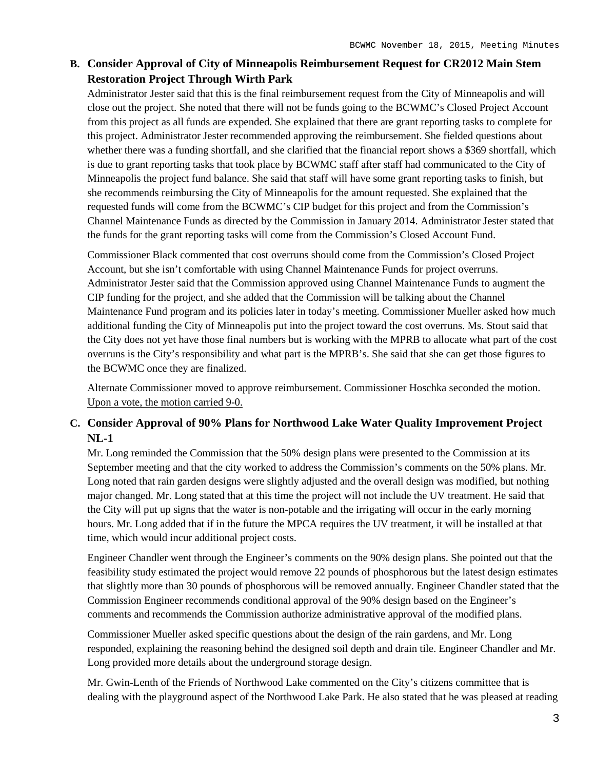### B. Consider Approval of City of Minneapolis Reimbursement Request for CR2012 Main Stem Restoration Project Through Wirth Park

Administrator Jester said that this is the final reimbursement request from the City of Minneapolis and will close out the project. She noted that there will not be funds going to the BCWMC's Closed Project Account from this project as all funds are expended. She explained that there are grant reporting tasks to complete for this project. Administrator Jester recommended approving the reimbursement. She fielded questions about whether there was a funding shortfall, and she clarified that the financial report shows a $369 shortfall, which is due to grant reporting tasks that took place by BCWMC staff after staff had communicated to the City of Minneapolis the project fund balance. She said that staff will have some grant reporting tasks to finish, but she recommends reimbursing the City of Minneapolis for the amount requested. She explained that the requested funds will come from the BCWMC's CIP budget for this project and from the Commission's Channel Maintenance Funds as directed by the Commission in January 2014. Administrator Jester stated that the funds for the grant reporting tasks will come from the Commission's Closed Account Fund.

Commissioner Black commented that cost overruns should come from the Commission's Closed Project Account, but she isn't comfortable with using Channel Maintenance Funds for project overruns. Administrator Jester said that the Commission approved using Channel Maintenance Funds to augment the CIP funding for the project, and she added that the Commission will be talking about the Channel Maintenance Fund program and its policies later in today's meeting. Commissioner Mueller asked how much additional funding the City of Minneapolis put into the project toward the cost overruns. Ms. Stout said that the City does not yet have those final numbers but is working with the MPRB to allocate what part of the cost overruns is the City's responsibility and what part is the MPRB's. She said that she can get those figures to the BCWMC once they are finalized.

Alternate Commissioner moved to approve reimbursement. Commissioner Hoschka seconded the motion. Upon a vote, the motion carried 9-0.

### C. Consider Approval of 90% Plans for Northwood Lake Water Quality Improvement Project NL-1

Mr. Long reminded the Commission that the 50% design plans were presented to the Commission at its September meeting and that the city worked to address the Commission's comments on the 50% plans. Mr. Long noted that rain garden designs were slightly adjusted and the overall design was modified, but nothing major changed. Mr. Long stated that at this time the project will not include the UV treatment. He said that the City will put up signs that the water is non-potable and the irrigating will occur in the early morning hours. Mr. Long added that if in the future the MPCA requires the UV treatment, it will be installed at that time, which would incur additional project costs.

Engineer Chandler went through the Engineer's comments on the 90% design plans. She pointed out that the feasibility study estimated the project would remove 22 pounds of phosphorous but the latest design estimates that slightly more than 30 pounds of phosphorous will be removed annually. Engineer Chandler stated that the Commission Engineer recommends conditional approval of the 90% design based on the Engineer's comments and recommends the Commission authorize administrative approval of the modified plans.

Commissioner Mueller asked specific questions about the design of the rain gardens, and Mr. Long responded, explaining the reasoning behind the designed soil depth and drain tile. Engineer Chandler and Mr. Long provided more details about the underground storage design.

Mr. Gwin-Lenth of the Friends of Northwood Lake commented on the City's citizens committee that is dealing with the playground aspect of the Northwood Lake Park. He also stated that he was pleased at reading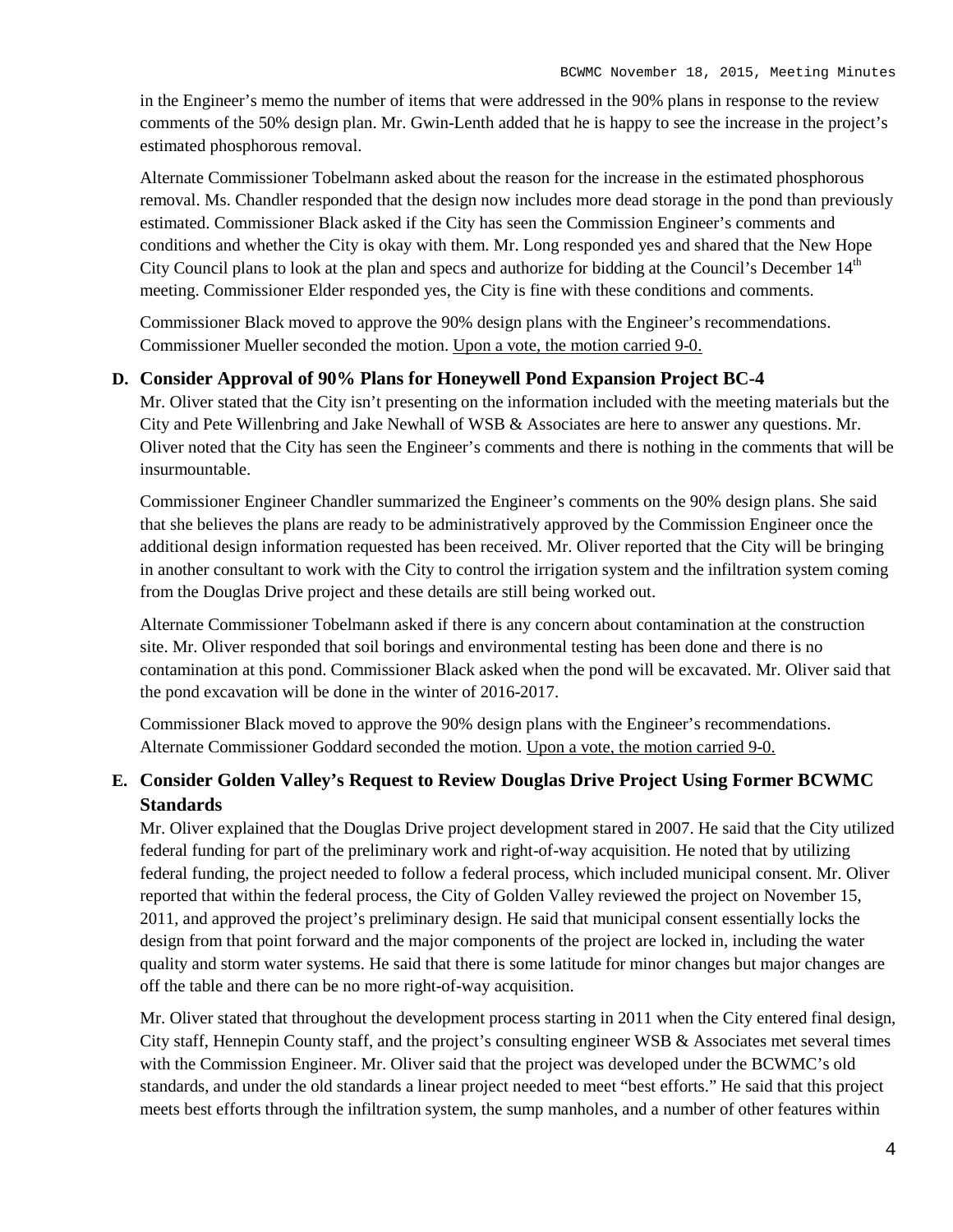in the Engineer's memo the number of items that were addressed in the 90% plans in response to the review comments of the 50% design plan. Mr. Gwin-Lenth added that he is happy to see the increase in the project's estimated phosphorous removal.

Alternate Commissioner Tobelmann asked about the reason for the increase in the estimated phosphorous removal. Ms. Chandler responded that the design now includes more dead storage in the pond than previously estimated. Commissioner Black asked if the City has seen the Commission Engineer's comments and conditions and whether the City is okay with them. Mr. Long responded yes and shared that the New Hope City Council plans to look at the plan and specs and authorize for bidding at the Council's December 14th meeting. Commissioner Elder responded yes, the City is fine with these conditions and comments.

Commissioner Black moved to approve the 90% design plans with the Engineer's recommendations. Commissioner Mueller seconded the motion. Upon a vote, the motion carried 9-0.

**D. Consider Approval of 90% Plans for Honeywell Pond Expansion Project BC-4**

Mr. Oliver stated that the City isn't presenting on the information included with the meeting materials but the City and Pete Willenbring and Jake Newhall of WSB & Associates are here to answer any questions. Mr. Oliver noted that the City has seen the Engineer's comments and there is nothing in the comments that will be insurmountable.

Commissioner Engineer Chandler summarized the Engineer's comments on the 90% design plans. She said that she believes the plans are ready to be administratively approved by the Commission Engineer once the additional design information requested has been received. Mr. Oliver reported that the City will be bringing in another consultant to work with the City to control the irrigation system and the infiltration system coming from the Douglas Drive project and these details are still being worked out.

Alternate Commissioner Tobelmann asked if there is any concern about contamination at the construction site. Mr. Oliver responded that soil borings and environmental testing has been done and there is no contamination at this pond. Commissioner Black asked when the pond will be excavated. Mr. Oliver said that the pond excavation will be done in the winter of 2016-2017.

Commissioner Black moved to approve the 90% design plans with the Engineer's recommendations. Alternate Commissioner Goddard seconded the motion. Upon a vote, the motion carried 9-0.

**E. Consider Golden Valley's Request to Review Douglas Drive Project Using Former BCWMC Standards**

Mr. Oliver explained that the Douglas Drive project development stared in 2007. He said that the City utilized federal funding for part of the preliminary work and right-of-way acquisition. He noted that by utilizing federal funding, the project needed to follow a federal process, which included municipal consent. Mr. Oliver reported that within the federal process, the City of Golden Valley reviewed the project on November 15, 2011, and approved the project's preliminary design. He said that municipal consent essentially locks the design from that point forward and the major components of the project are locked in, including the water quality and storm water systems. He said that there is some latitude for minor changes but major changes are off the table and there can be no more right-of-way acquisition.

Mr. Oliver stated that throughout the development process starting in 2011 when the City entered final design, City staff, Hennepin County staff, and the project's consulting engineer WSB & Associates met several times with the Commission Engineer. Mr. Oliver said that the project was developed under the BCWMC's old standards, and under the old standards a linear project needed to meet "best efforts." He said that this project meets best efforts through the infiltration system, the sump manholes, and a number of other features within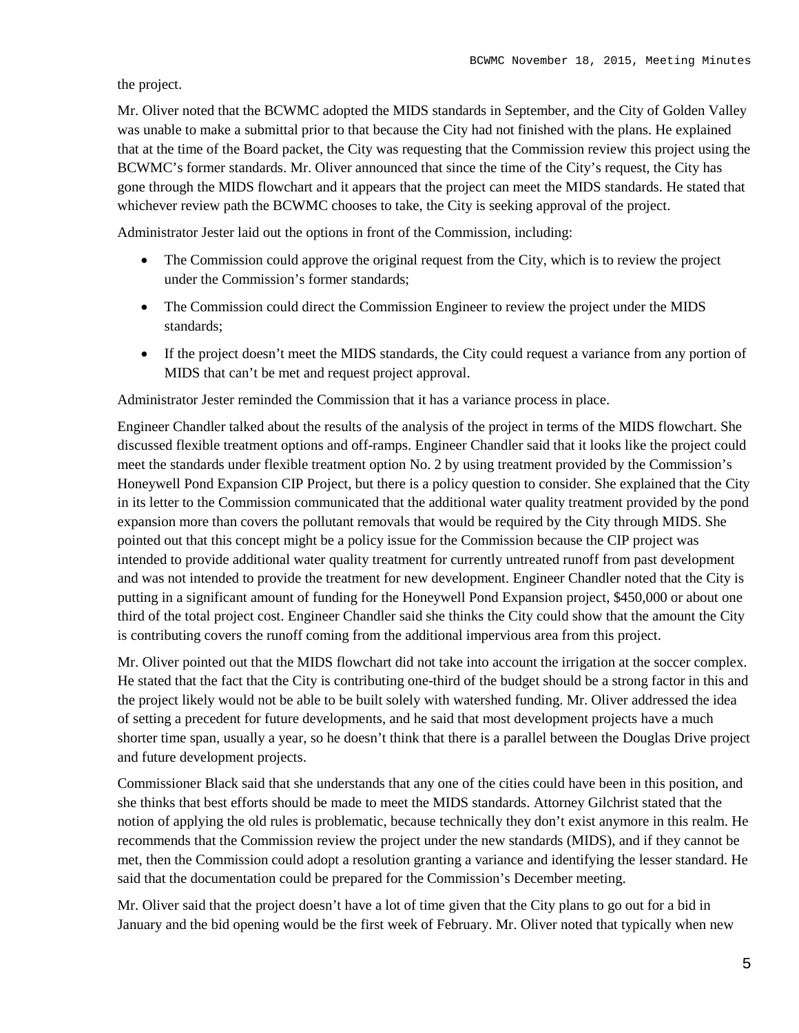the project.

Mr. Oliver noted that the BCWMC adopted the MIDS standards in September, and the City of Golden Valley was unable to make a submittal prior to that because the City had not finished with the plans. He explained that at the time of the Board packet, the City was requesting that the Commission review this project using the BCWMC's former standards. Mr. Oliver announced that since the time of the City's request, the City has gone through the MIDS flowchart and it appears that the project can meet the MIDS standards. He stated that whichever review path the BCWMC chooses to take, the City is seeking approval of the project.

Administrator Jester laid out the options in front of the Commission, including:

- The Commission could approve the original request from the City, which is to review the project under the Commission's former standards;
- The Commission could direct the Commission Engineer to review the project under the MIDS standards;
- If the project doesn't meet the MIDS standards, the City could request a variance from any portion of MIDS that can't be met and request project approval.

Administrator Jester reminded the Commission that it has a variance process in place.

Engineer Chandler talked about the results of the analysis of the project in terms of the MIDS flowchart. She discussed flexible treatment options and off-ramps. Engineer Chandler said that it looks like the project could meet the standards under flexible treatment option No. 2 by using treatment provided by the Commission's Honeywell Pond Expansion CIP Project, but there is a policy question to consider. She explained that the City in its letter to the Commission communicated that the additional water quality treatment provided by the pond expansion more than covers the pollutant removals that would be required by the City through MIDS. She pointed out that this concept might be a policy issue for the Commission because the CIP project was intended to provide additional water quality treatment for currently untreated runoff from past development and was not intended to provide the treatment for new development. Engineer Chandler noted that the City is putting in a significant amount of funding for the Honeywell Pond Expansion project, $450,000 or about one third of the total project cost. Engineer Chandler said she thinks the City could show that the amount the City is contributing covers the runoff coming from the additional impervious area from this project.

Mr. Oliver pointed out that the MIDS flowchart did not take into account the irrigation at the soccer complex. He stated that the fact that the City is contributing one-third of the budget should be a strong factor in this and the project likely would not be able to be built solely with watershed funding. Mr. Oliver addressed the idea of setting a precedent for future developments, and he said that most development projects have a much shorter time span, usually a year, so he doesn't think that there is a parallel between the Douglas Drive project and future development projects.

Commissioner Black said that she understands that any one of the cities could have been in this position, and she thinks that best efforts should be made to meet the MIDS standards. Attorney Gilchrist stated that the notion of applying the old rules is problematic, because technically they don't exist anymore in this realm. He recommends that the Commission review the project under the new standards (MIDS), and if they cannot be met, then the Commission could adopt a resolution granting a variance and identifying the lesser standard. He said that the documentation could be prepared for the Commission's December meeting.

Mr. Oliver said that the project doesn't have a lot of time given that the City plans to go out for a bid in January and the bid opening would be the first week of February. Mr. Oliver noted that typically when new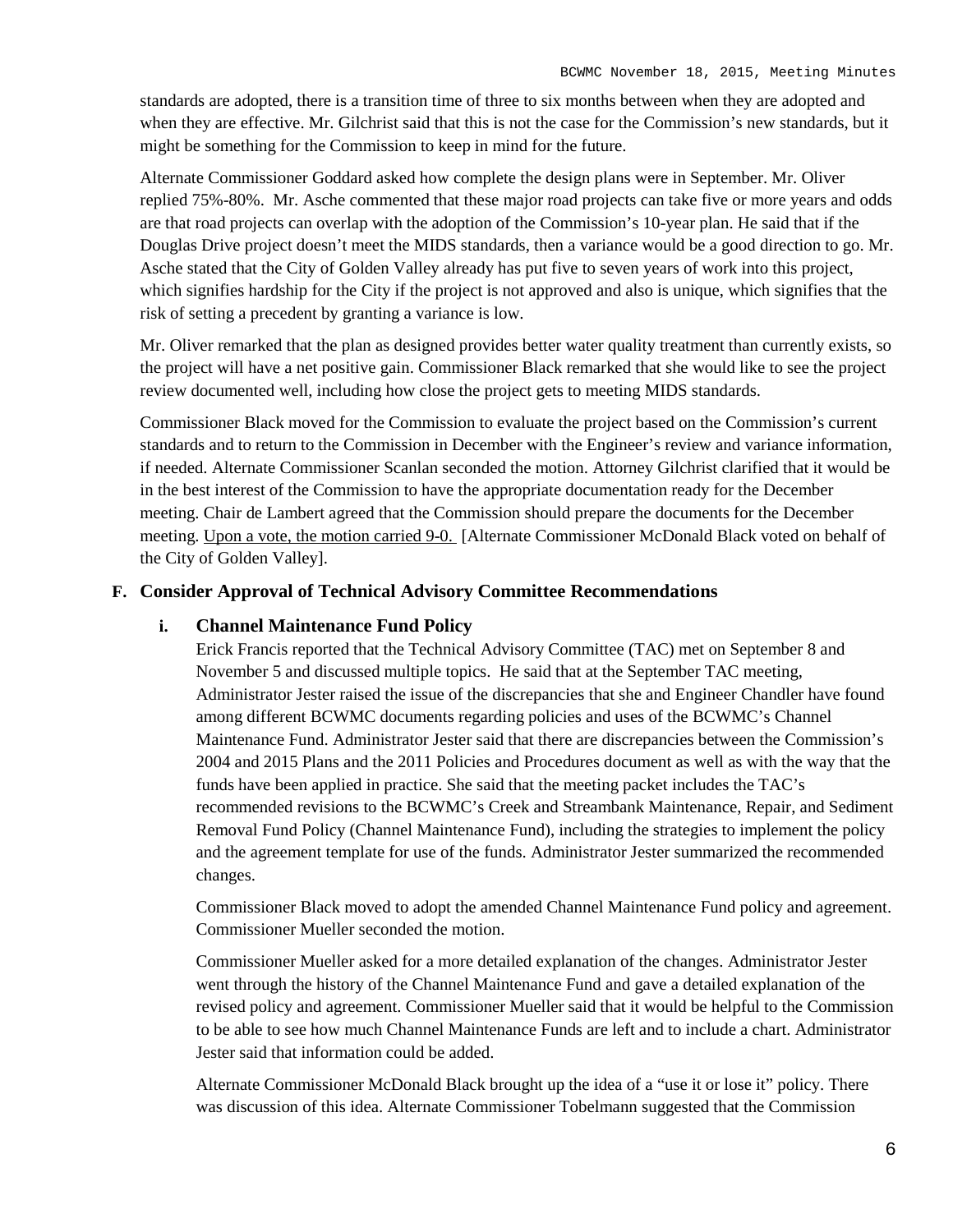standards are adopted, there is a transition time of three to six months between when they are adopted and when they are effective. Mr. Gilchrist said that this is not the case for the Commission's new standards, but it might be something for the Commission to keep in mind for the future.

Alternate Commissioner Goddard asked how complete the design plans were in September. Mr. Oliver replied 75%-80%. Mr. Asche commented that these major road projects can take five or more years and odds are that road projects can overlap with the adoption of the Commission's 10-year plan. He said that if the Douglas Drive project doesn't meet the MIDS standards, then a variance would be a good direction to go. Mr. Asche stated that the City of Golden Valley already has put five to seven years of work into this project, which signifies hardship for the City if the project is not approved and also is unique, which signifies that the risk of setting a precedent by granting a variance is low.

Mr. Oliver remarked that the plan as designed provides better water quality treatment than currently exists, so the project will have a net positive gain. Commissioner Black remarked that she would like to see the project review documented well, including how close the project gets to meeting MIDS standards.

Commissioner Black moved for the Commission to evaluate the project based on the Commission's current standards and to return to the Commission in December with the Engineer's review and variance information, if needed. Alternate Commissioner Scanlan seconded the motion. Attorney Gilchrist clarified that it would be in the best interest of the Commission to have the appropriate documentation ready for the December meeting. Chair de Lambert agreed that the Commission should prepare the documents for the December meeting. Upon a vote, the motion carried 9-0. [Alternate Commissioner McDonald Black voted on behalf of the City of Golden Valley].

**F. Consider Approval of Technical Advisory Committee Recommendations**

**i. Channel Maintenance Fund Policy**

Erick Francis reported that the Technical Advisory Committee (TAC) met on September 8 and November 5 and discussed multiple topics. He said that at the September TAC meeting, Administrator Jester raised the issue of the discrepancies that she and Engineer Chandler have found among different BCWMC documents regarding policies and uses of the BCWMC's Channel Maintenance Fund. Administrator Jester said that there are discrepancies between the Commission's 2004 and 2015 Plans and the 2011 Policies and Procedures document as well as with the way that the funds have been applied in practice. She said that the meeting packet includes the TAC's recommended revisions to the BCWMC's Creek and Streambank Maintenance, Repair, and Sediment Removal Fund Policy (Channel Maintenance Fund), including the strategies to implement the policy and the agreement template for use of the funds. Administrator Jester summarized the recommended changes.

Commissioner Black moved to adopt the amended Channel Maintenance Fund policy and agreement. Commissioner Mueller seconded the motion.

Commissioner Mueller asked for a more detailed explanation of the changes. Administrator Jester went through the history of the Channel Maintenance Fund and gave a detailed explanation of the revised policy and agreement. Commissioner Mueller said that it would be helpful to the Commission to be able to see how much Channel Maintenance Funds are left and to include a chart. Administrator Jester said that information could be added.

Alternate Commissioner McDonald Black brought up the idea of a "use it or lose it" policy. There was discussion of this idea. Alternate Commissioner Tobelmann suggested that the Commission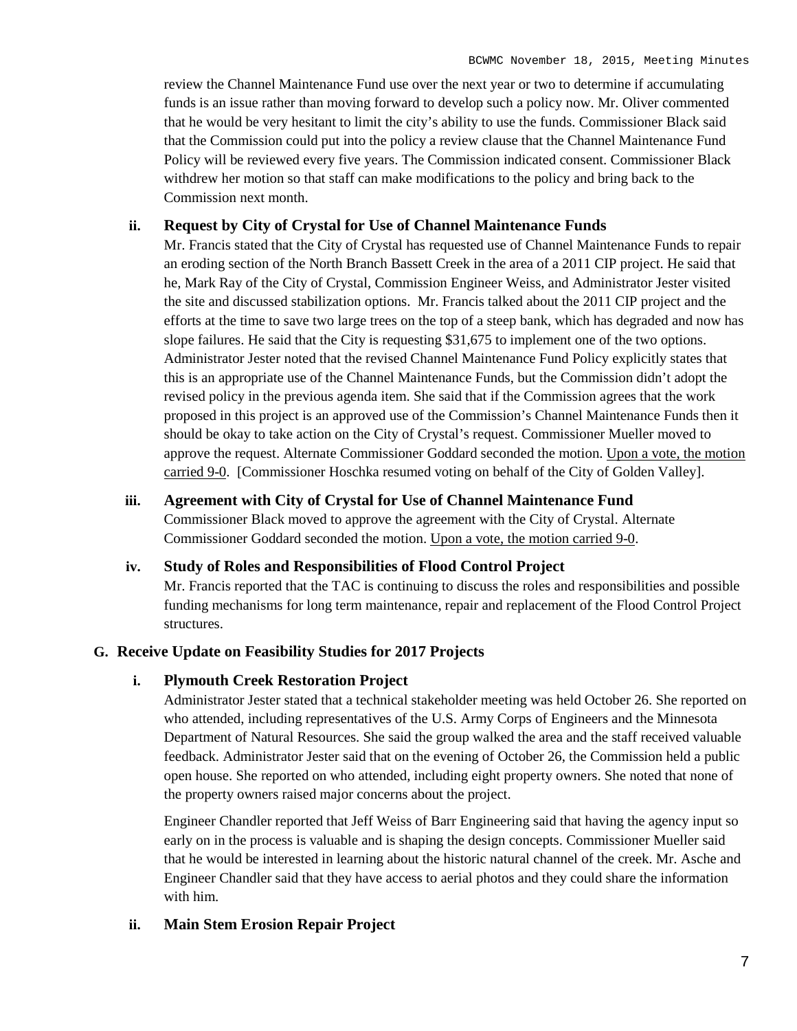review the Channel Maintenance Fund use over the next year or two to determine if accumulating funds is an issue rather than moving forward to develop such a policy now. Mr. Oliver commented that he would be very hesitant to limit the city's ability to use the funds. Commissioner Black said that the Commission could put into the policy a review clause that the Channel Maintenance Fund Policy will be reviewed every five years. The Commission indicated consent. Commissioner Black withdrew her motion so that staff can make modifications to the policy and bring back to the Commission next month.

**ii. Request by City of Crystal for Use of Channel Maintenance Funds**

Mr. Francis stated that the City of Crystal has requested use of Channel Maintenance Funds to repair an eroding section of the North Branch Bassett Creek in the area of a 2011 CIP project. He said that he, Mark Ray of the City of Crystal, Commission Engineer Weiss, and Administrator Jester visited the site and discussed stabilization options. Mr. Francis talked about the 2011 CIP project and the efforts at the time to save two large trees on the top of a steep bank, which has degraded and now has slope failures. He said that the City is requesting $31,675 to implement one of the two options. Administrator Jester noted that the revised Channel Maintenance Fund Policy explicitly states that this is an appropriate use of the Channel Maintenance Funds, but the Commission didn't adopt the revised policy in the previous agenda item. She said that if the Commission agrees that the work proposed in this project is an approved use of the Commission's Channel Maintenance Funds then it should be okay to take action on the City of Crystal's request. Commissioner Mueller moved to approve the request. Alternate Commissioner Goddard seconded the motion. <u>Upon a vote, the motion carried 9-0</u>. [Commissioner Hoschka resumed voting on behalf of the City of Golden Valley].

**iii. Agreement with City of Crystal for Use of Channel Maintenance Fund**

Commissioner Black moved to approve the agreement with the City of Crystal. Alternate Commissioner Goddard seconded the motion. <u>Upon a vote, the motion carried 9-0</u>.

**iv. Study of Roles and Responsibilities of Flood Control Project**

Mr. Francis reported that the TAC is continuing to discuss the roles and responsibilities and possible funding mechanisms for long term maintenance, repair and replacement of the Flood Control Project structures.

**G. Receive Update on Feasibility Studies for 2017 Projects**

**i. Plymouth Creek Restoration Project**

Administrator Jester stated that a technical stakeholder meeting was held October 26. She reported on who attended, including representatives of the U.S. Army Corps of Engineers and the Minnesota Department of Natural Resources. She said the group walked the area and the staff received valuable feedback. Administrator Jester said that on the evening of October 26, the Commission held a public open house. She reported on who attended, including eight property owners. She noted that none of the property owners raised major concerns about the project.

Engineer Chandler reported that Jeff Weiss of Barr Engineering said that having the agency input so early on in the process is valuable and is shaping the design concepts. Commissioner Mueller said that he would be interested in learning about the historic natural channel of the creek. Mr. Asche and Engineer Chandler said that they have access to aerial photos and they could share the information with him.

**ii. Main Stem Erosion Repair Project**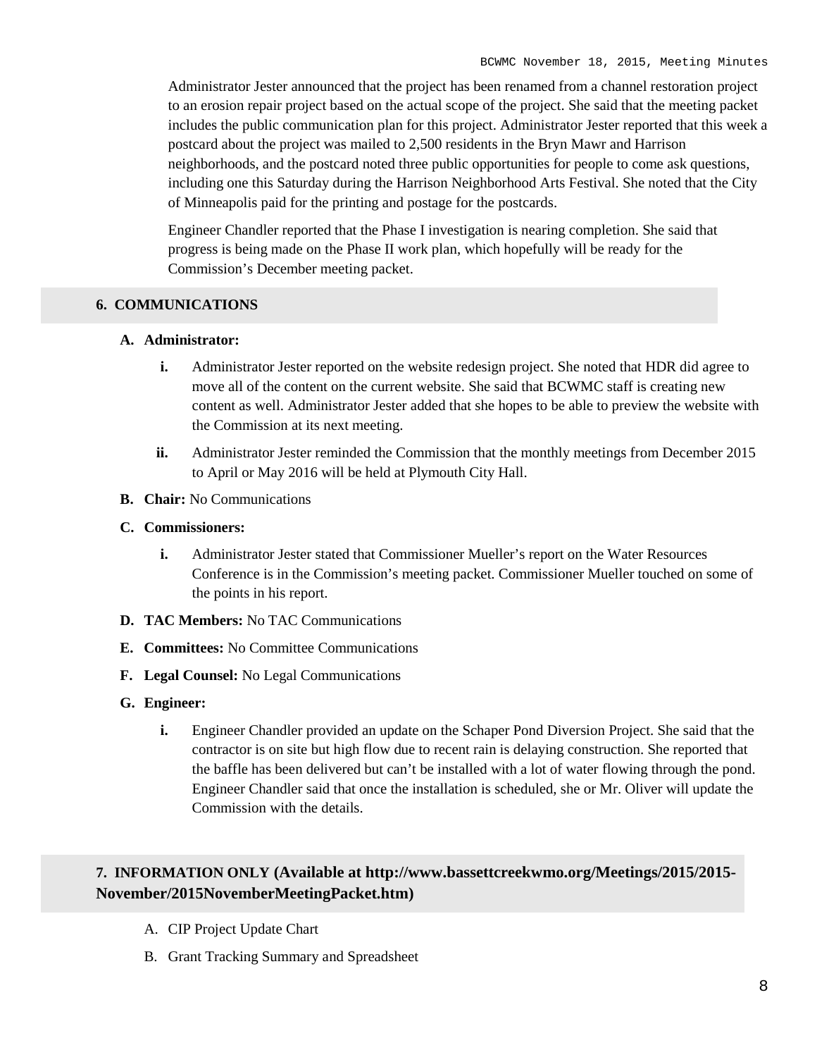Administrator Jester announced that the project has been renamed from a channel restoration project to an erosion repair project based on the actual scope of the project. She said that the meeting packet includes the public communication plan for this project. Administrator Jester reported that this week a postcard about the project was mailed to 2,500 residents in the Bryn Mawr and Harrison neighborhoods, and the postcard noted three public opportunities for people to come ask questions, including one this Saturday during the Harrison Neighborhood Arts Festival. She noted that the City of Minneapolis paid for the printing and postage for the postcards.

Engineer Chandler reported that the Phase I investigation is nearing completion. She said that progress is being made on the Phase II work plan, which hopefully will be ready for the Commission's December meeting packet.

## 6. COMMUNICATIONS

**A. Administrator:**

- **i.** Administrator Jester reported on the website redesign project. She noted that HDR did agree to move all of the content on the current website. She said that BCWMC staff is creating new content as well. Administrator Jester added that she hopes to be able to preview the website with the Commission at its next meeting.
- **ii.** Administrator Jester reminded the Commission that the monthly meetings from December 2015 to April or May 2016 will be held at Plymouth City Hall.

**B. Chair:** No Communications

**C. Commissioners:**

- **i.** Administrator Jester stated that Commissioner Mueller's report on the Water Resources Conference is in the Commission's meeting packet. Commissioner Mueller touched on some of the points in his report.

**D. TAC Members:** No TAC Communications

**E. Committees:** No Committee Communications

**F. Legal Counsel:** No Legal Communications

**G. Engineer:**

- **i.** Engineer Chandler provided an update on the Schaper Pond Diversion Project. She said that the contractor is on site but high flow due to recent rain is delaying construction. She reported that the baffle has been delivered but can't be installed with a lot of water flowing through the pond. Engineer Chandler said that once the installation is scheduled, she or Mr. Oliver will update the Commission with the details.

## 7. INFORMATION ONLY (Available at http://www.bassettcreekwmo.org/Meetings/2015/2015-November/2015NovemberMeetingPacket.htm)

A. CIP Project Update Chart

B. Grant Tracking Summary and Spreadsheet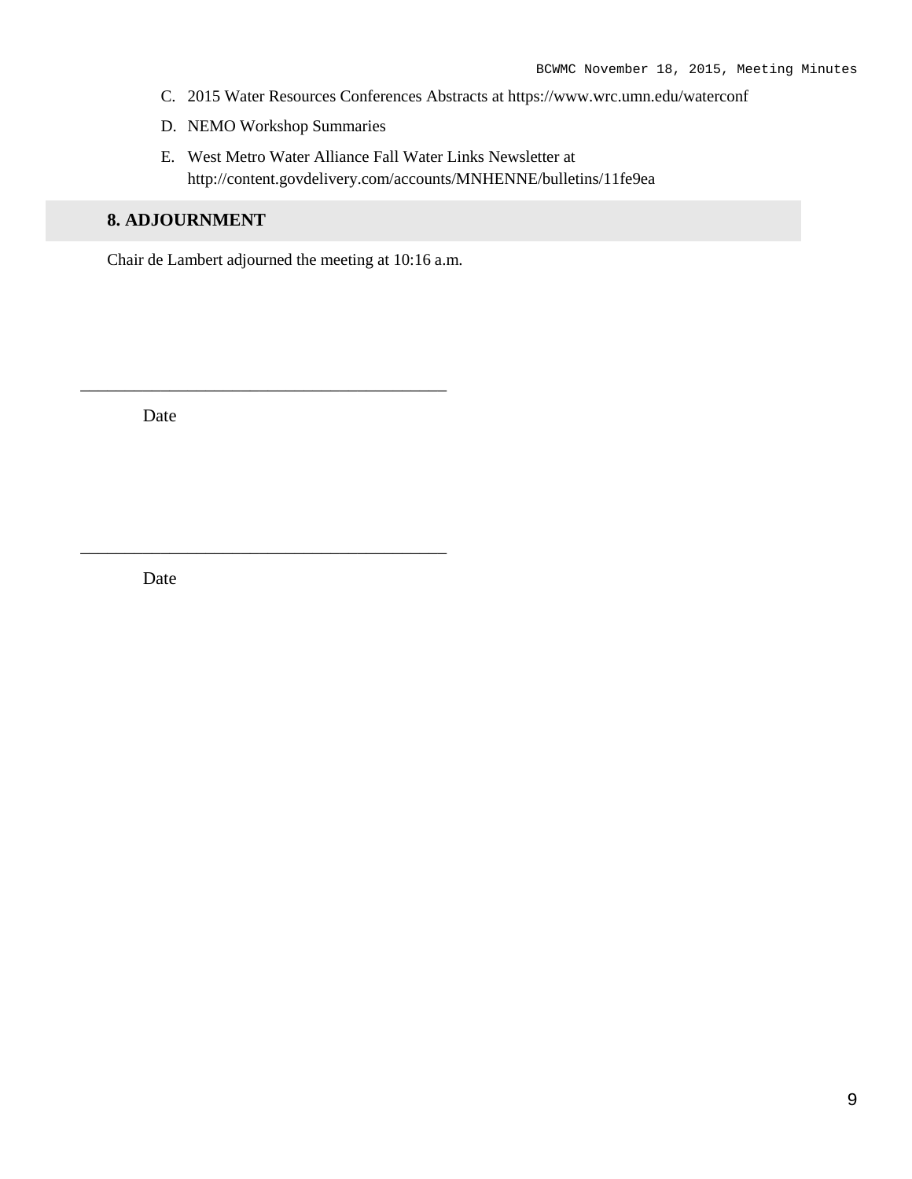C. 2015 Water Resources Conferences Abstracts at https://www.wrc.umn.edu/waterconf

D. NEMO Workshop Summaries

E. West Metro Water Alliance Fall Water Links Newsletter at http://content.govdelivery.com/accounts/MNHENNE/bulletins/11fe9ea

## 8. ADJOURNMENT

Chair de Lambert adjourned the meeting at 10:16 a.m.

\_\_\_\_\_\_\_\_\_\_\_\_\_\_\_\_\_\_\_\_\_\_\_\_\_\_\_\_\_\_\_\_\_\_\_\_\_\_\_\_\_\_

Date

\_\_\_\_\_\_\_\_\_\_\_\_\_\_\_\_\_\_\_\_\_\_\_\_\_\_\_\_\_\_\_\_\_\_\_\_\_\_\_\_\_\_

Date